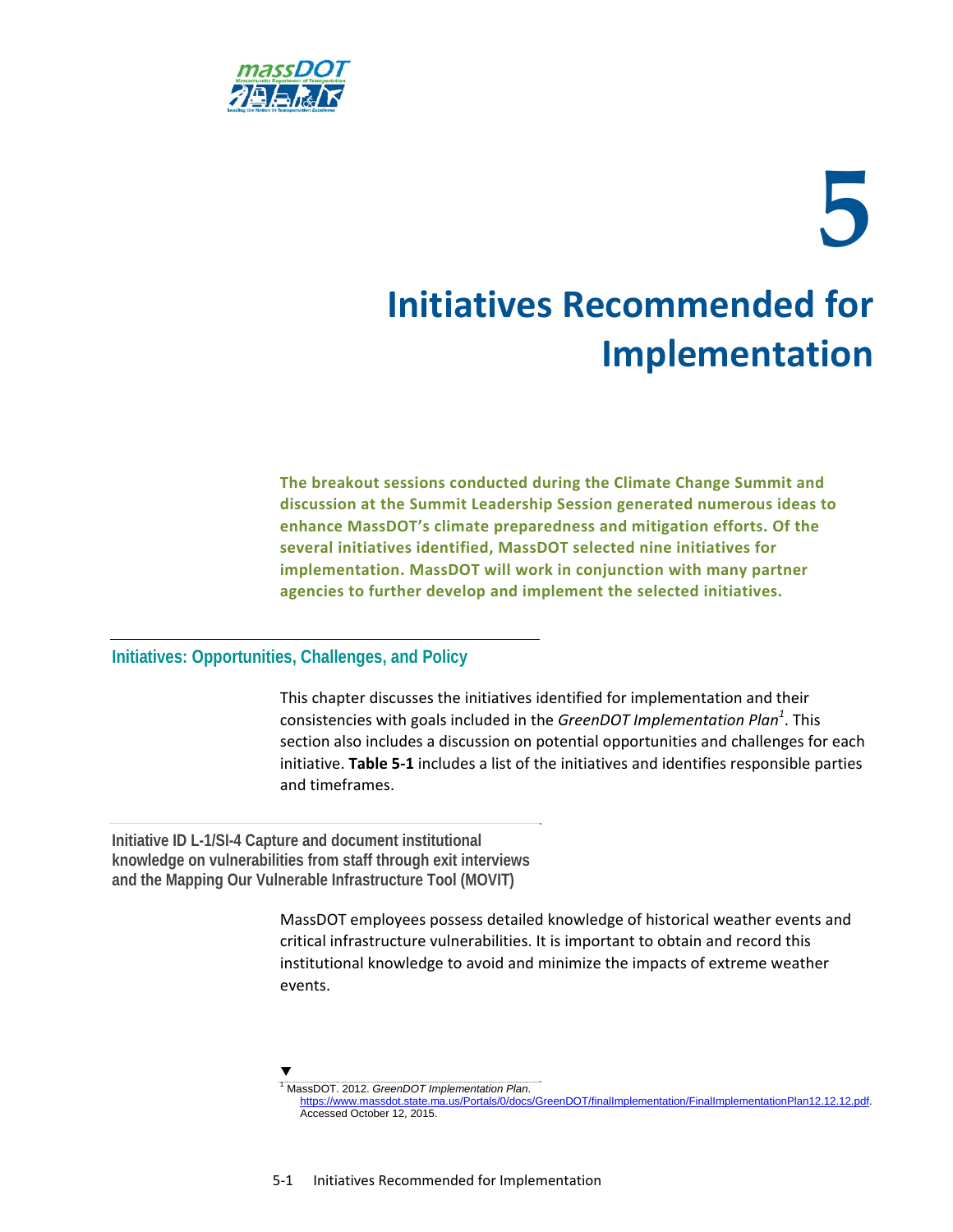# 5

# Initiatives Recommended for Implementation

**The breakout sessions conducted during the Climate Change Summit and discussion at the Summit Leadership Session generated numerous ideas to enhance MassDOT's climate preparedness and mitigation efforts. Of the several initiatives identified, MassDOT selected nine initiatives for implementation. MassDOT will work in conjunction with many partner agencies to further develop and implement the selected initiatives.**

## Initiatives: Opportunities, Challenges, and Policy

This chapter discusses the initiatives identified for implementation and their consistencies with goals included in the *GreenDOT Implementation Plan*[1]. This section also includes a discussion on potential opportunities and challenges for each initiative. **Table 5-1** includes a list of the initiatives and identifies responsible parties and timeframes.

### Initiative ID L-1/SI-4 Capture and document institutional knowledge on vulnerabilities from staff through exit interviews and the Mapping Our Vulnerable Infrastructure Tool (MOVIT)

MassDOT employees possess detailed knowledge of historical weather events and critical infrastructure vulnerabilities. It is important to obtain and record this institutional knowledge to avoid and minimize the impacts of extreme weather events.

---

[1] MassDOT. 2012. *GreenDOT Implementation Plan*. https://www.massdot.state.ma.us/Portals/0/docs/GreenDOT/finalImplementation/FinalImplementationPlan12.12.12.pdf. Accessed October 12, 2015.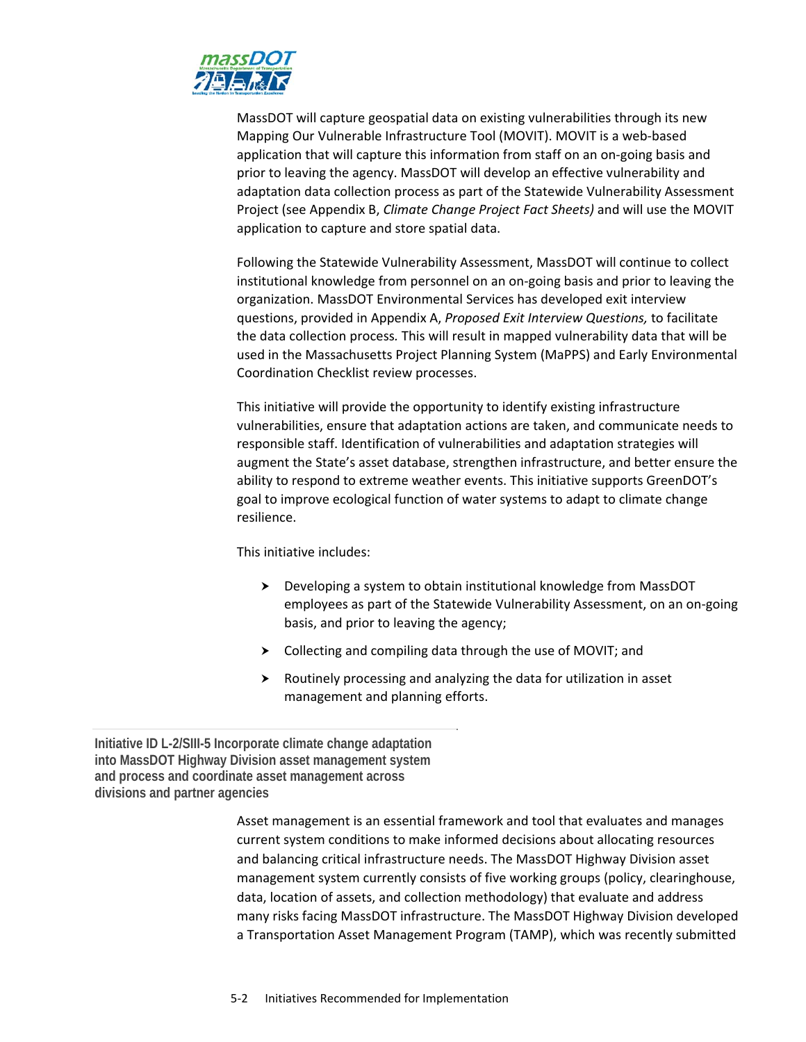MassDOT will capture geospatial data on existing vulnerabilities through its new Mapping Our Vulnerable Infrastructure Tool (MOVIT). MOVIT is a web-based application that will capture this information from staff on an on-going basis and prior to leaving the agency. MassDOT will develop an effective vulnerability and adaptation data collection process as part of the Statewide Vulnerability Assessment Project (see Appendix B, *Climate Change Project Fact Sheets)* and will use the MOVIT application to capture and store spatial data.

Following the Statewide Vulnerability Assessment, MassDOT will continue to collect institutional knowledge from personnel on an on-going basis and prior to leaving the organization. MassDOT Environmental Services has developed exit interview questions, provided in Appendix A, *Proposed Exit Interview Questions,* to facilitate the data collection process. This will result in mapped vulnerability data that will be used in the Massachusetts Project Planning System (MaPPS) and Early Environmental Coordination Checklist review processes.

This initiative will provide the opportunity to identify existing infrastructure vulnerabilities, ensure that adaptation actions are taken, and communicate needs to responsible staff. Identification of vulnerabilities and adaptation strategies will augment the State's asset database, strengthen infrastructure, and better ensure the ability to respond to extreme weather events. This initiative supports GreenDOT's goal to improve ecological function of water systems to adapt to climate change resilience.

This initiative includes:

- Developing a system to obtain institutional knowledge from MassDOT employees as part of the Statewide Vulnerability Assessment, on an on-going basis, and prior to leaving the agency;
- Collecting and compiling data through the use of MOVIT; and
- Routinely processing and analyzing the data for utilization in asset management and planning efforts.

### Initiative ID L-2/SIII-5 Incorporate climate change adaptation into MassDOT Highway Division asset management system and process and coordinate asset management across divisions and partner agencies

Asset management is an essential framework and tool that evaluates and manages current system conditions to make informed decisions about allocating resources and balancing critical infrastructure needs. The MassDOT Highway Division asset management system currently consists of five working groups (policy, clearinghouse, data, location of assets, and collection methodology) that evaluate and address many risks facing MassDOT infrastructure. The MassDOT Highway Division developed a Transportation Asset Management Program (TAMP), which was recently submitted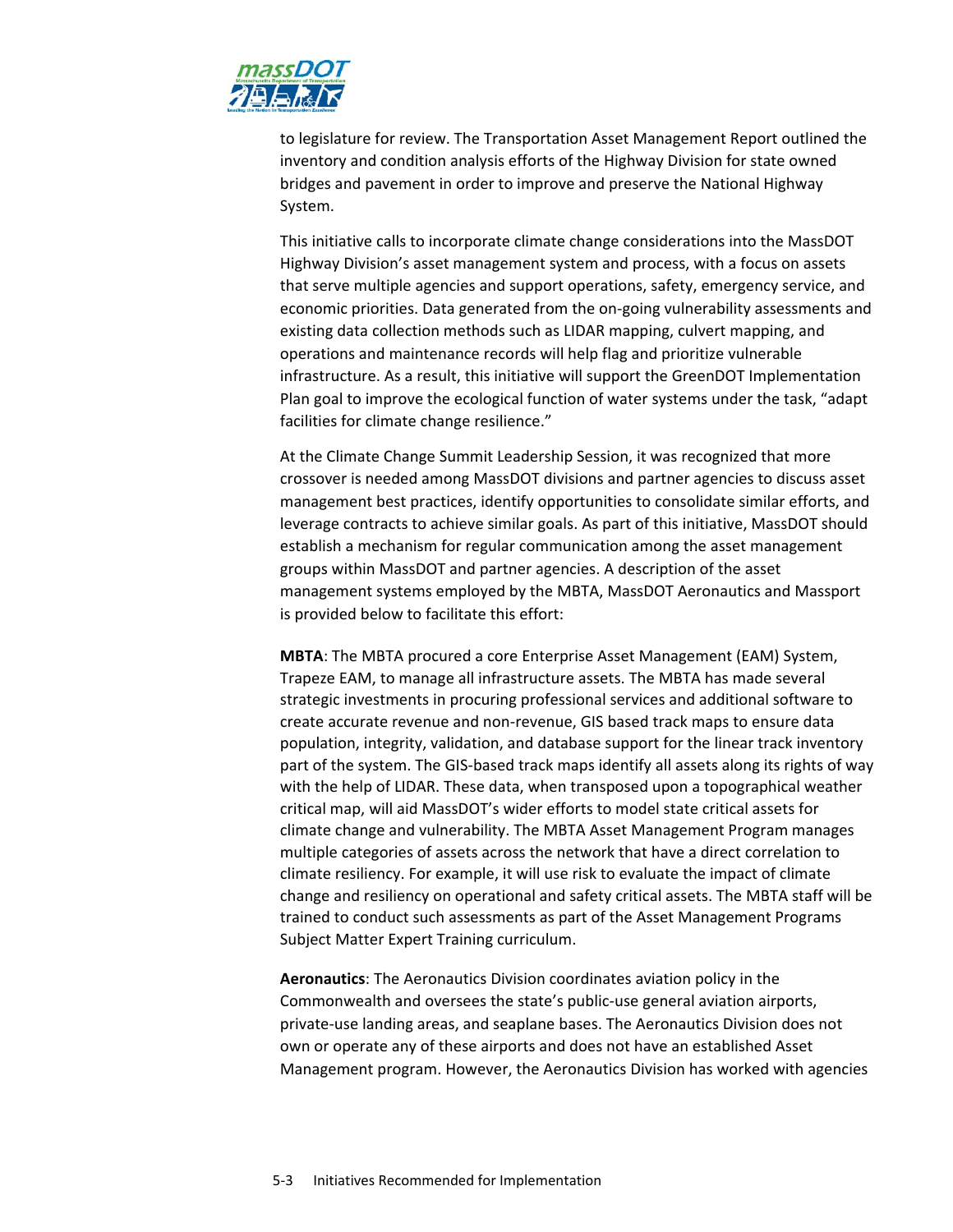to legislature for review. The Transportation Asset Management Report outlined the inventory and condition analysis efforts of the Highway Division for state owned bridges and pavement in order to improve and preserve the National Highway System.

This initiative calls to incorporate climate change considerations into the MassDOT Highway Division's asset management system and process, with a focus on assets that serve multiple agencies and support operations, safety, emergency service, and economic priorities. Data generated from the on-going vulnerability assessments and existing data collection methods such as LIDAR mapping, culvert mapping, and operations and maintenance records will help flag and prioritize vulnerable infrastructure. As a result, this initiative will support the GreenDOT Implementation Plan goal to improve the ecological function of water systems under the task, "adapt facilities for climate change resilience."

At the Climate Change Summit Leadership Session, it was recognized that more crossover is needed among MassDOT divisions and partner agencies to discuss asset management best practices, identify opportunities to consolidate similar efforts, and leverage contracts to achieve similar goals. As part of this initiative, MassDOT should establish a mechanism for regular communication among the asset management groups within MassDOT and partner agencies. A description of the asset management systems employed by the MBTA, MassDOT Aeronautics and Massport is provided below to facilitate this effort:

**MBTA**: The MBTA procured a core Enterprise Asset Management (EAM) System, Trapeze EAM, to manage all infrastructure assets. The MBTA has made several strategic investments in procuring professional services and additional software to create accurate revenue and non-revenue, GIS based track maps to ensure data population, integrity, validation, and database support for the linear track inventory part of the system. The GIS-based track maps identify all assets along its rights of way with the help of LIDAR. These data, when transposed upon a topographical weather critical map, will aid MassDOT's wider efforts to model state critical assets for climate change and vulnerability. The MBTA Asset Management Program manages multiple categories of assets across the network that have a direct correlation to climate resiliency. For example, it will use risk to evaluate the impact of climate change and resiliency on operational and safety critical assets. The MBTA staff will be trained to conduct such assessments as part of the Asset Management Programs Subject Matter Expert Training curriculum.

**Aeronautics**: The Aeronautics Division coordinates aviation policy in the Commonwealth and oversees the state's public-use general aviation airports, private-use landing areas, and seaplane bases. The Aeronautics Division does not own or operate any of these airports and does not have an established Asset Management program. However, the Aeronautics Division has worked with agencies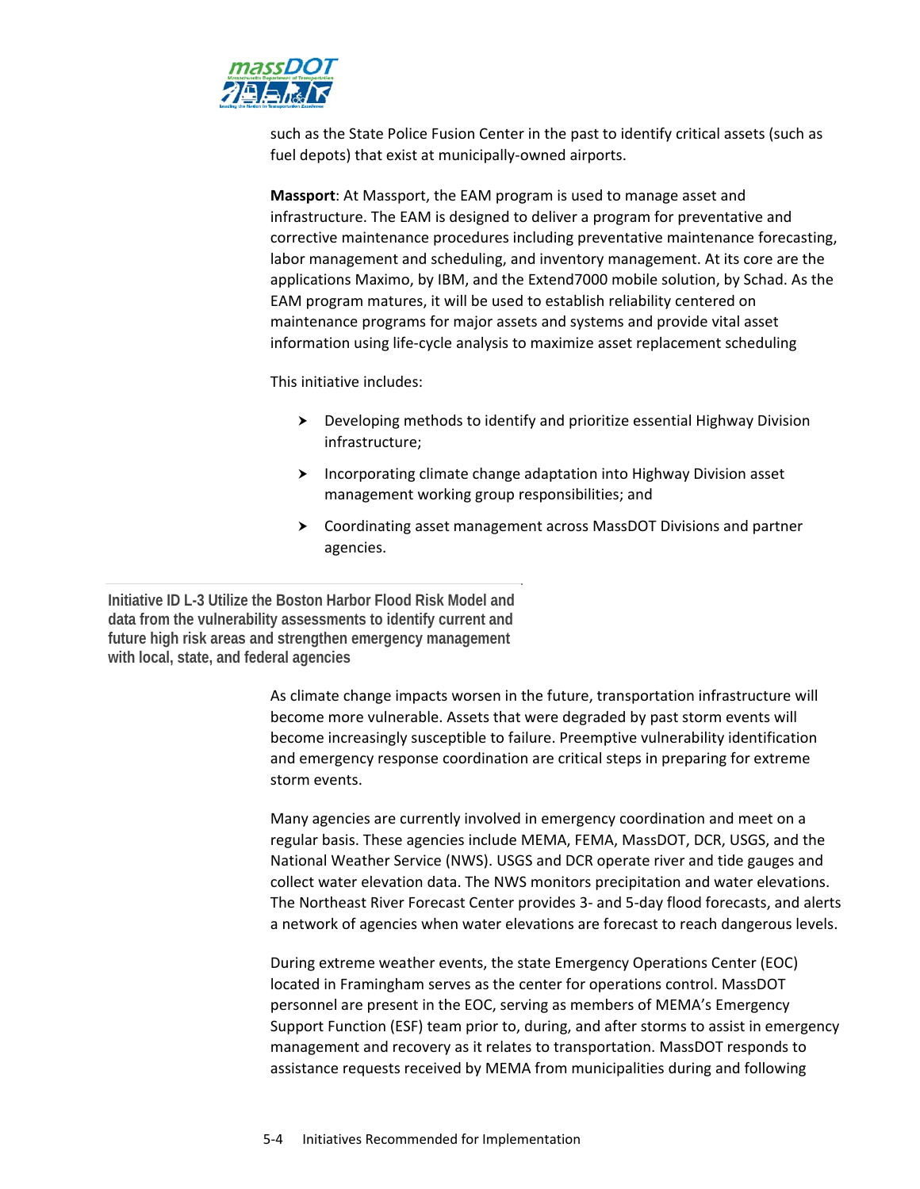such as the State Police Fusion Center in the past to identify critical assets (such as fuel depots) that exist at municipally-owned airports.

**Massport**: At Massport, the EAM program is used to manage asset and infrastructure. The EAM is designed to deliver a program for preventative and corrective maintenance procedures including preventative maintenance forecasting, labor management and scheduling, and inventory management. At its core are the applications Maximo, by IBM, and the Extend7000 mobile solution, by Schad. As the EAM program matures, it will be used to establish reliability centered on maintenance programs for major assets and systems and provide vital asset information using life-cycle analysis to maximize asset replacement scheduling

This initiative includes:

- Developing methods to identify and prioritize essential Highway Division infrastructure;
- Incorporating climate change adaptation into Highway Division asset management working group responsibilities; and
- Coordinating asset management across MassDOT Divisions and partner agencies.

### Initiative ID L-3 Utilize the Boston Harbor Flood Risk Model and data from the vulnerability assessments to identify current and future high risk areas and strengthen emergency management with local, state, and federal agencies

As climate change impacts worsen in the future, transportation infrastructure will become more vulnerable. Assets that were degraded by past storm events will become increasingly susceptible to failure. Preemptive vulnerability identification and emergency response coordination are critical steps in preparing for extreme storm events.

Many agencies are currently involved in emergency coordination and meet on a regular basis. These agencies include MEMA, FEMA, MassDOT, DCR, USGS, and the National Weather Service (NWS). USGS and DCR operate river and tide gauges and collect water elevation data. The NWS monitors precipitation and water elevations. The Northeast River Forecast Center provides 3- and 5-day flood forecasts, and alerts a network of agencies when water elevations are forecast to reach dangerous levels.

During extreme weather events, the state Emergency Operations Center (EOC) located in Framingham serves as the center for operations control. MassDOT personnel are present in the EOC, serving as members of MEMA's Emergency Support Function (ESF) team prior to, during, and after storms to assist in emergency management and recovery as it relates to transportation. MassDOT responds to assistance requests received by MEMA from municipalities during and following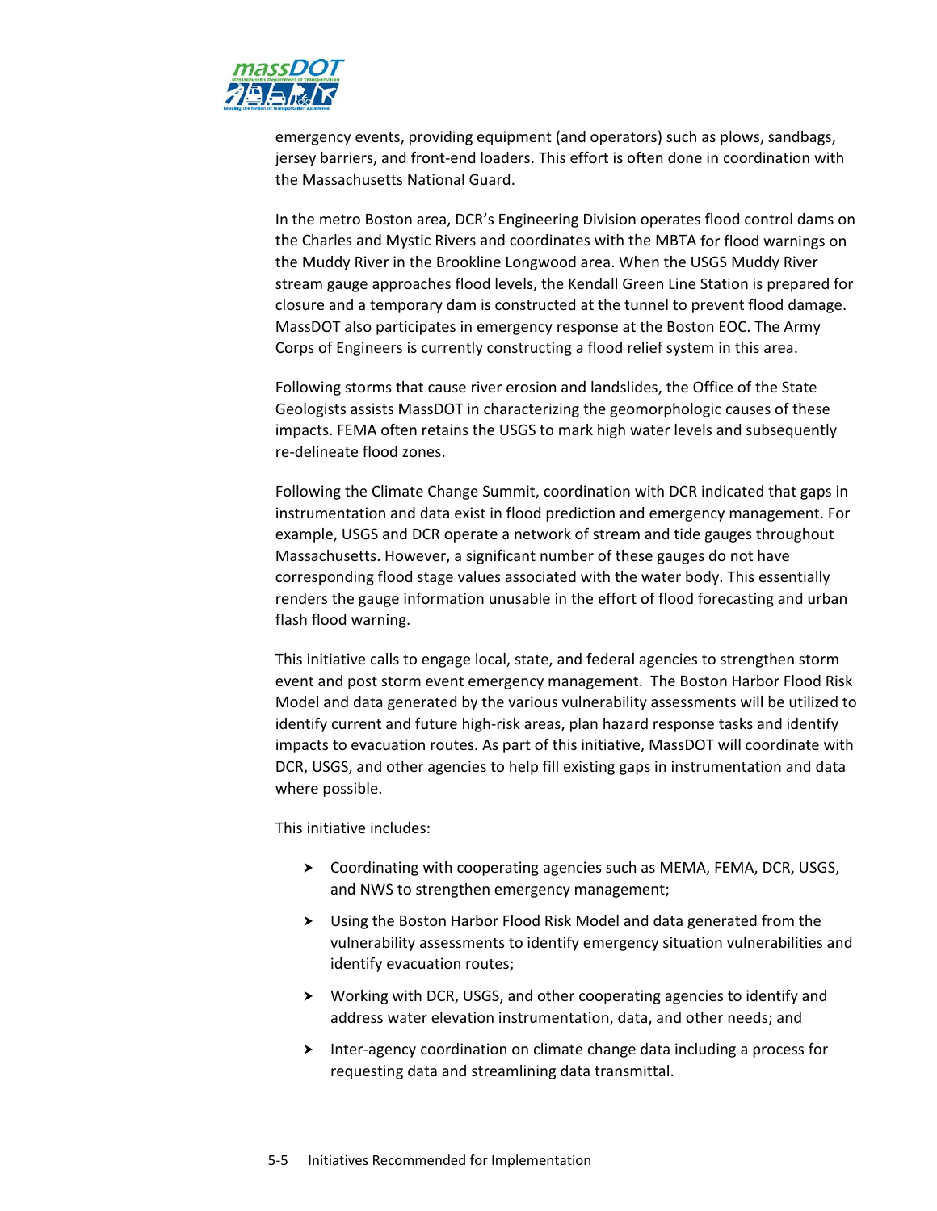emergency events, providing equipment (and operators) such as plows, sandbags, jersey barriers, and front-end loaders. This effort is often done in coordination with the Massachusetts National Guard.

In the metro Boston area, DCR's Engineering Division operates flood control dams on the Charles and Mystic Rivers and coordinates with the MBTA for flood warnings on the Muddy River in the Brookline Longwood area. When the USGS Muddy River stream gauge approaches flood levels, the Kendall Green Line Station is prepared for closure and a temporary dam is constructed at the tunnel to prevent flood damage. MassDOT also participates in emergency response at the Boston EOC. The Army Corps of Engineers is currently constructing a flood relief system in this area.

Following storms that cause river erosion and landslides, the Office of the State Geologists assists MassDOT in characterizing the geomorphologic causes of these impacts. FEMA often retains the USGS to mark high water levels and subsequently re-delineate flood zones.

Following the Climate Change Summit, coordination with DCR indicated that gaps in instrumentation and data exist in flood prediction and emergency management. For example, USGS and DCR operate a network of stream and tide gauges throughout Massachusetts. However, a significant number of these gauges do not have corresponding flood stage values associated with the water body. This essentially renders the gauge information unusable in the effort of flood forecasting and urban flash flood warning.

This initiative calls to engage local, state, and federal agencies to strengthen storm event and post storm event emergency management. The Boston Harbor Flood Risk Model and data generated by the various vulnerability assessments will be utilized to identify current and future high-risk areas, plan hazard response tasks and identify impacts to evacuation routes. As part of this initiative, MassDOT will coordinate with DCR, USGS, and other agencies to help fill existing gaps in instrumentation and data where possible.

This initiative includes:

- Coordinating with cooperating agencies such as MEMA, FEMA, DCR, USGS, and NWS to strengthen emergency management;
- Using the Boston Harbor Flood Risk Model and data generated from the vulnerability assessments to identify emergency situation vulnerabilities and identify evacuation routes;
- Working with DCR, USGS, and other cooperating agencies to identify and address water elevation instrumentation, data, and other needs; and
- Inter-agency coordination on climate change data including a process for requesting data and streamlining data transmittal.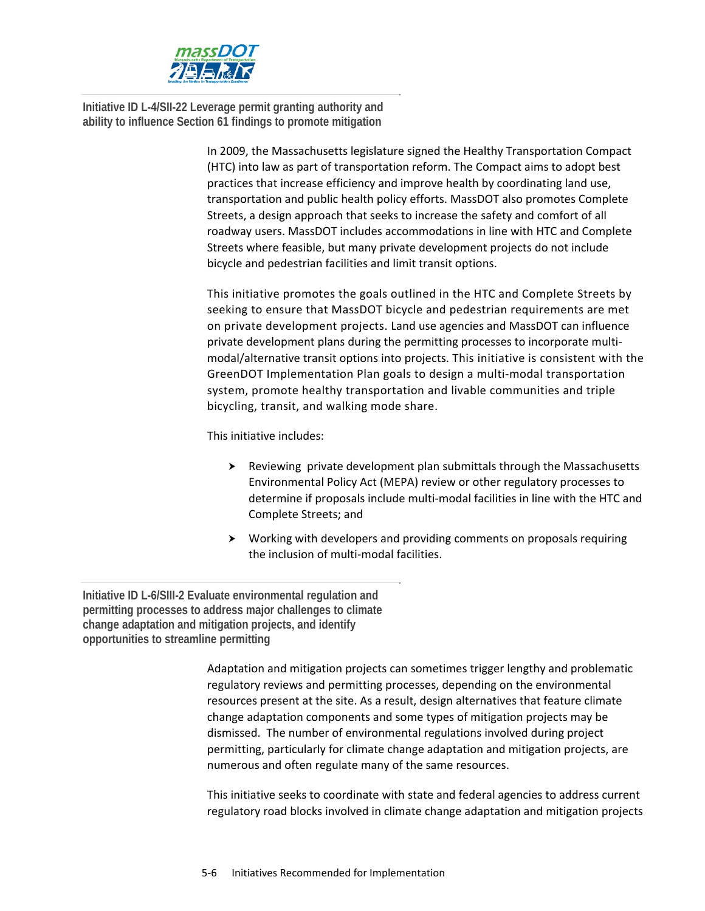### Initiative ID L-4/SII-22 Leverage permit granting authority and ability to influence Section 61 findings to promote mitigation

In 2009, the Massachusetts legislature signed the Healthy Transportation Compact (HTC) into law as part of transportation reform. The Compact aims to adopt best practices that increase efficiency and improve health by coordinating land use, transportation and public health policy efforts. MassDOT also promotes Complete Streets, a design approach that seeks to increase the safety and comfort of all roadway users. MassDOT includes accommodations in line with HTC and Complete Streets where feasible, but many private development projects do not include bicycle and pedestrian facilities and limit transit options.

This initiative promotes the goals outlined in the HTC and Complete Streets by seeking to ensure that MassDOT bicycle and pedestrian requirements are met on private development projects. Land use agencies and MassDOT can influence private development plans during the permitting processes to incorporate multi-modal/alternative transit options into projects. This initiative is consistent with the GreenDOT Implementation Plan goals to design a multi-modal transportation system, promote healthy transportation and livable communities and triple bicycling, transit, and walking mode share.

This initiative includes:

- Reviewing private development plan submittals through the Massachusetts Environmental Policy Act (MEPA) review or other regulatory processes to determine if proposals include multi-modal facilities in line with the HTC and Complete Streets; and
- Working with developers and providing comments on proposals requiring the inclusion of multi-modal facilities.

### Initiative ID L-6/SIII-2 Evaluate environmental regulation and permitting processes to address major challenges to climate change adaptation and mitigation projects, and identify opportunities to streamline permitting

Adaptation and mitigation projects can sometimes trigger lengthy and problematic regulatory reviews and permitting processes, depending on the environmental resources present at the site. As a result, design alternatives that feature climate change adaptation components and some types of mitigation projects may be dismissed. The number of environmental regulations involved during project permitting, particularly for climate change adaptation and mitigation projects, are numerous and often regulate many of the same resources.

This initiative seeks to coordinate with state and federal agencies to address current regulatory road blocks involved in climate change adaptation and mitigation projects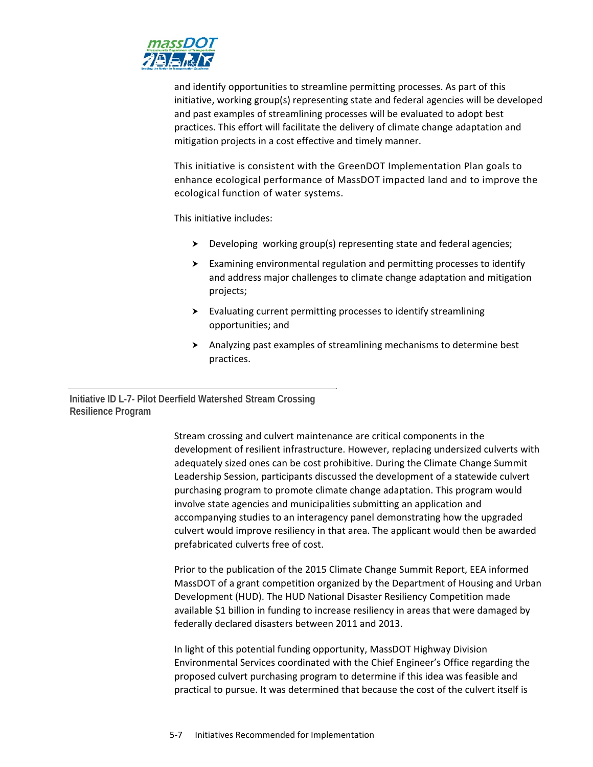and identify opportunities to streamline permitting processes. As part of this initiative, working group(s) representing state and federal agencies will be developed and past examples of streamlining processes will be evaluated to adopt best practices. This effort will facilitate the delivery of climate change adaptation and mitigation projects in a cost effective and timely manner.

This initiative is consistent with the GreenDOT Implementation Plan goals to enhance ecological performance of MassDOT impacted land and to improve the ecological function of water systems.

This initiative includes:

- Developing working group(s) representing state and federal agencies;
- Examining environmental regulation and permitting processes to identify and address major challenges to climate change adaptation and mitigation projects;
- Evaluating current permitting processes to identify streamlining opportunities; and
- Analyzing past examples of streamlining mechanisms to determine best practices.

### Initiative ID L-7- Pilot Deerfield Watershed Stream Crossing Resilience Program

Stream crossing and culvert maintenance are critical components in the development of resilient infrastructure. However, replacing undersized culverts with adequately sized ones can be cost prohibitive. During the Climate Change Summit Leadership Session, participants discussed the development of a statewide culvert purchasing program to promote climate change adaptation. This program would involve state agencies and municipalities submitting an application and accompanying studies to an interagency panel demonstrating how the upgraded culvert would improve resiliency in that area. The applicant would then be awarded prefabricated culverts free of cost.

Prior to the publication of the 2015 Climate Change Summit Report, EEA informed MassDOT of a grant competition organized by the Department of Housing and Urban Development (HUD). The HUD National Disaster Resiliency Competition made available $1 billion in funding to increase resiliency in areas that were damaged by federally declared disasters between 2011 and 2013.

In light of this potential funding opportunity, MassDOT Highway Division Environmental Services coordinated with the Chief Engineer's Office regarding the proposed culvert purchasing program to determine if this idea was feasible and practical to pursue. It was determined that because the cost of the culvert itself is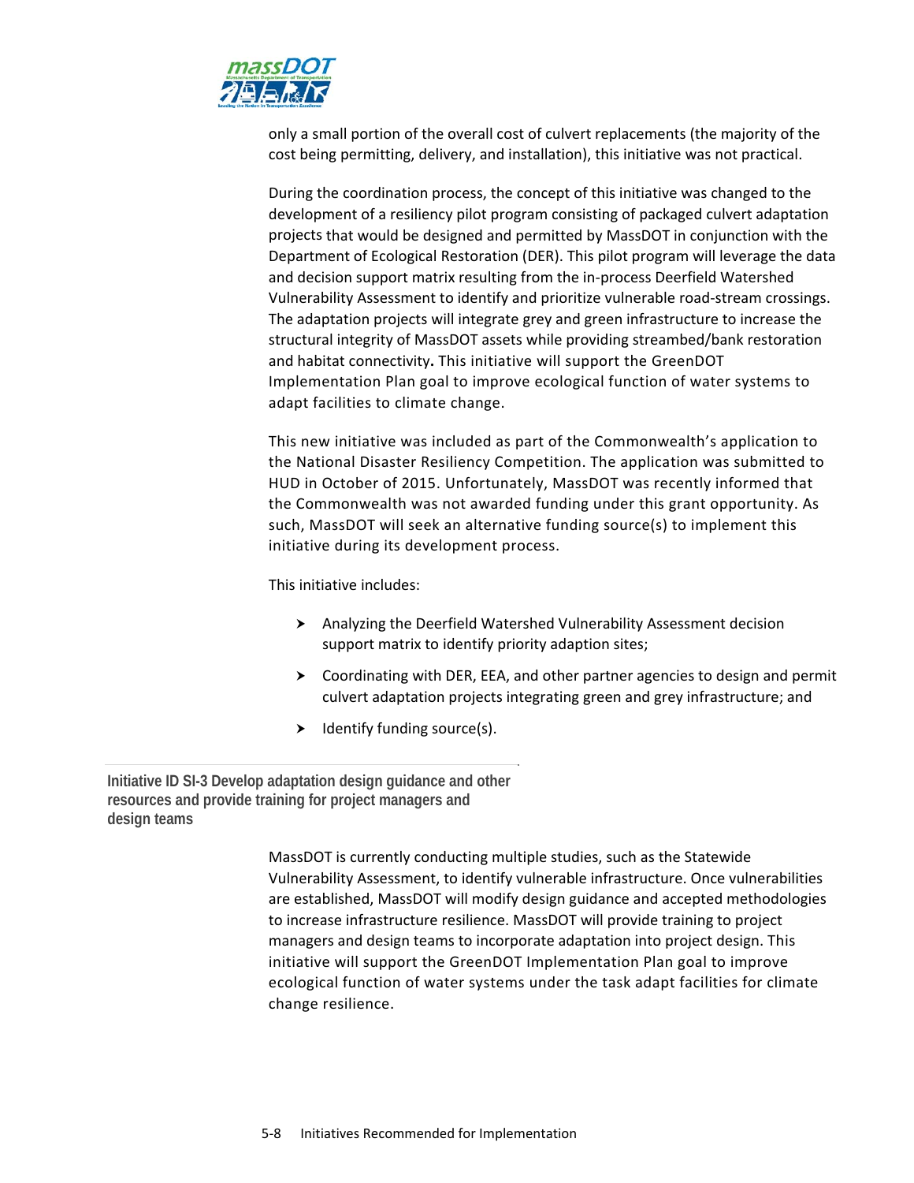only a small portion of the overall cost of culvert replacements (the majority of the cost being permitting, delivery, and installation), this initiative was not practical.

During the coordination process, the concept of this initiative was changed to the development of a resiliency pilot program consisting of packaged culvert adaptation projects that would be designed and permitted by MassDOT in conjunction with the Department of Ecological Restoration (DER). This pilot program will leverage the data and decision support matrix resulting from the in-process Deerfield Watershed Vulnerability Assessment to identify and prioritize vulnerable road-stream crossings. The adaptation projects will integrate grey and green infrastructure to increase the structural integrity of MassDOT assets while providing streambed/bank restoration and habitat connectivity**.** This initiative will support the GreenDOT Implementation Plan goal to improve ecological function of water systems to adapt facilities to climate change.

This new initiative was included as part of the Commonwealth's application to the National Disaster Resiliency Competition. The application was submitted to HUD in October of 2015. Unfortunately, MassDOT was recently informed that the Commonwealth was not awarded funding under this grant opportunity. As such, MassDOT will seek an alternative funding source(s) to implement this initiative during its development process.

This initiative includes:

- Analyzing the Deerfield Watershed Vulnerability Assessment decision support matrix to identify priority adaption sites;
- Coordinating with DER, EEA, and other partner agencies to design and permit culvert adaptation projects integrating green and grey infrastructure; and
- Identify funding source(s).

### Initiative ID SI-3 Develop adaptation design guidance and other resources and provide training for project managers and design teams

MassDOT is currently conducting multiple studies, such as the Statewide Vulnerability Assessment, to identify vulnerable infrastructure. Once vulnerabilities are established, MassDOT will modify design guidance and accepted methodologies to increase infrastructure resilience. MassDOT will provide training to project managers and design teams to incorporate adaptation into project design. This initiative will support the GreenDOT Implementation Plan goal to improve ecological function of water systems under the task adapt facilities for climate change resilience.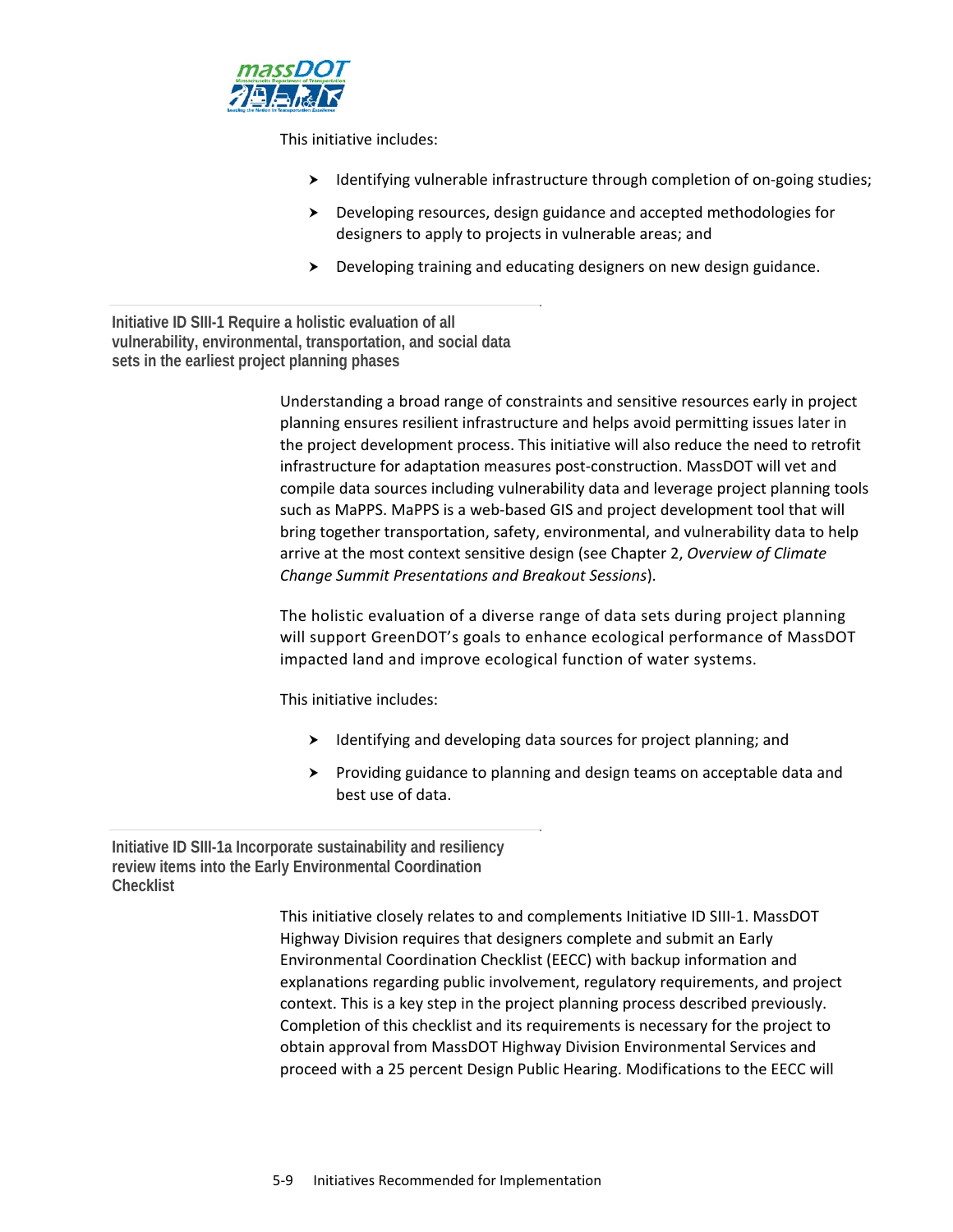This initiative includes:

- Identifying vulnerable infrastructure through completion of on-going studies;
- Developing resources, design guidance and accepted methodologies for designers to apply to projects in vulnerable areas; and
- Developing training and educating designers on new design guidance.

### Initiative ID SIII-1 Require a holistic evaluation of all vulnerability, environmental, transportation, and social data sets in the earliest project planning phases

Understanding a broad range of constraints and sensitive resources early in project planning ensures resilient infrastructure and helps avoid permitting issues later in the project development process. This initiative will also reduce the need to retrofit infrastructure for adaptation measures post-construction. MassDOT will vet and compile data sources including vulnerability data and leverage project planning tools such as MaPPS. MaPPS is a web-based GIS and project development tool that will bring together transportation, safety, environmental, and vulnerability data to help arrive at the most context sensitive design (see Chapter 2, *Overview of Climate Change Summit Presentations and Breakout Sessions*).

The holistic evaluation of a diverse range of data sets during project planning will support GreenDOT's goals to enhance ecological performance of MassDOT impacted land and improve ecological function of water systems.

This initiative includes:

- Identifying and developing data sources for project planning; and
- Providing guidance to planning and design teams on acceptable data and best use of data.

### Initiative ID SIII-1a Incorporate sustainability and resiliency review items into the Early Environmental Coordination Checklist

This initiative closely relates to and complements Initiative ID SIII-1. MassDOT Highway Division requires that designers complete and submit an Early Environmental Coordination Checklist (EECC) with backup information and explanations regarding public involvement, regulatory requirements, and project context. This is a key step in the project planning process described previously. Completion of this checklist and its requirements is necessary for the project to obtain approval from MassDOT Highway Division Environmental Services and proceed with a 25 percent Design Public Hearing. Modifications to the EECC will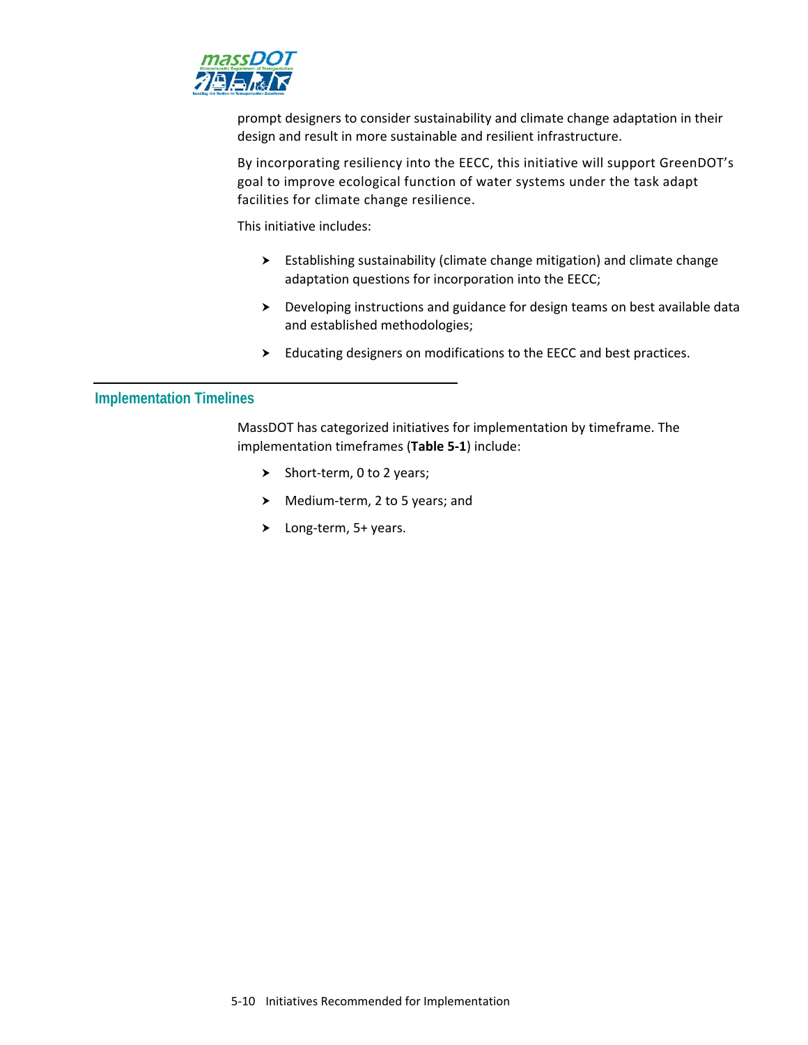prompt designers to consider sustainability and climate change adaptation in their design and result in more sustainable and resilient infrastructure.

By incorporating resiliency into the EECC, this initiative will support GreenDOT's goal to improve ecological function of water systems under the task adapt facilities for climate change resilience.

This initiative includes:

- Establishing sustainability (climate change mitigation) and climate change adaptation questions for incorporation into the EECC;
- Developing instructions and guidance for design teams on best available data and established methodologies;
- Educating designers on modifications to the EECC and best practices.

## Implementation Timelines

MassDOT has categorized initiatives for implementation by timeframe. The implementation timeframes (**Table 5-1**) include:

- Short-term, 0 to 2 years;
- Medium-term, 2 to 5 years; and
- Long-term, 5+ years.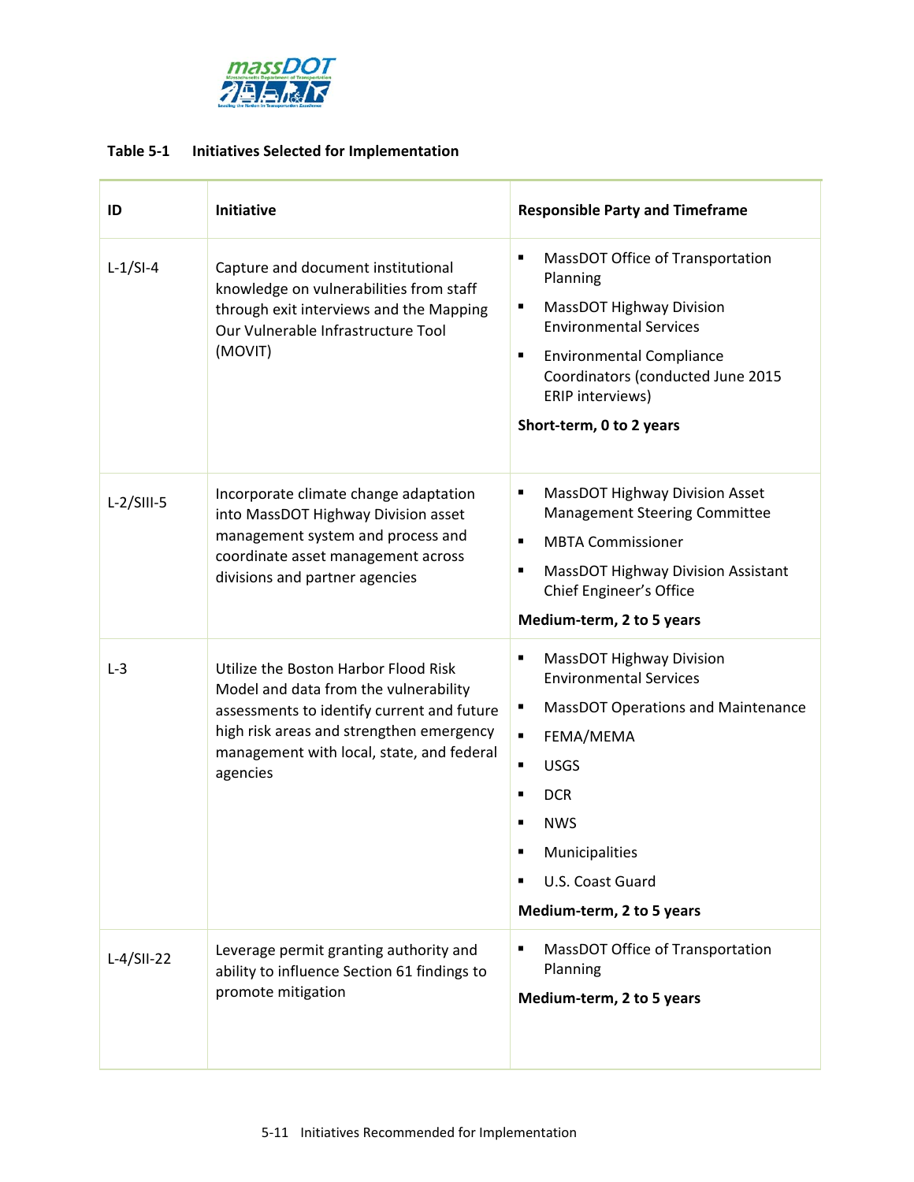**Table 5-1 Initiatives Selected for Implementation**

| ID | Initiative | Responsible Party and Timeframe |
|---|---|---|
| L-1/SI-4 | Capture and document institutional knowledge on vulnerabilities from staff through exit interviews and the Mapping Our Vulnerable Infrastructure Tool (MOVIT) | ▪ MassDOT Office of Transportation Planning<br>▪ MassDOT Highway Division Environmental Services<br>▪ Environmental Compliance Coordinators (conducted June 2015 ERIP interviews)<br>**Short-term, 0 to 2 years** |
| L-2/SIII-5 | Incorporate climate change adaptation into MassDOT Highway Division asset management system and process and coordinate asset management across divisions and partner agencies | ▪ MassDOT Highway Division Asset Management Steering Committee<br>▪ MBTA Commissioner<br>▪ MassDOT Highway Division Assistant Chief Engineer's Office<br>**Medium-term, 2 to 5 years** |
| L-3 | Utilize the Boston Harbor Flood Risk Model and data from the vulnerability assessments to identify current and future high risk areas and strengthen emergency management with local, state, and federal agencies | ▪ MassDOT Highway Division Environmental Services<br>▪ MassDOT Operations and Maintenance<br>▪ FEMA/MEMA<br>▪ USGS<br>▪ DCR<br>▪ NWS<br>▪ Municipalities<br>▪ U.S. Coast Guard<br>**Medium-term, 2 to 5 years** |
| L-4/SII-22 | Leverage permit granting authority and ability to influence Section 61 findings to promote mitigation | ▪ MassDOT Office of Transportation Planning<br>**Medium-term, 2 to 5 years** |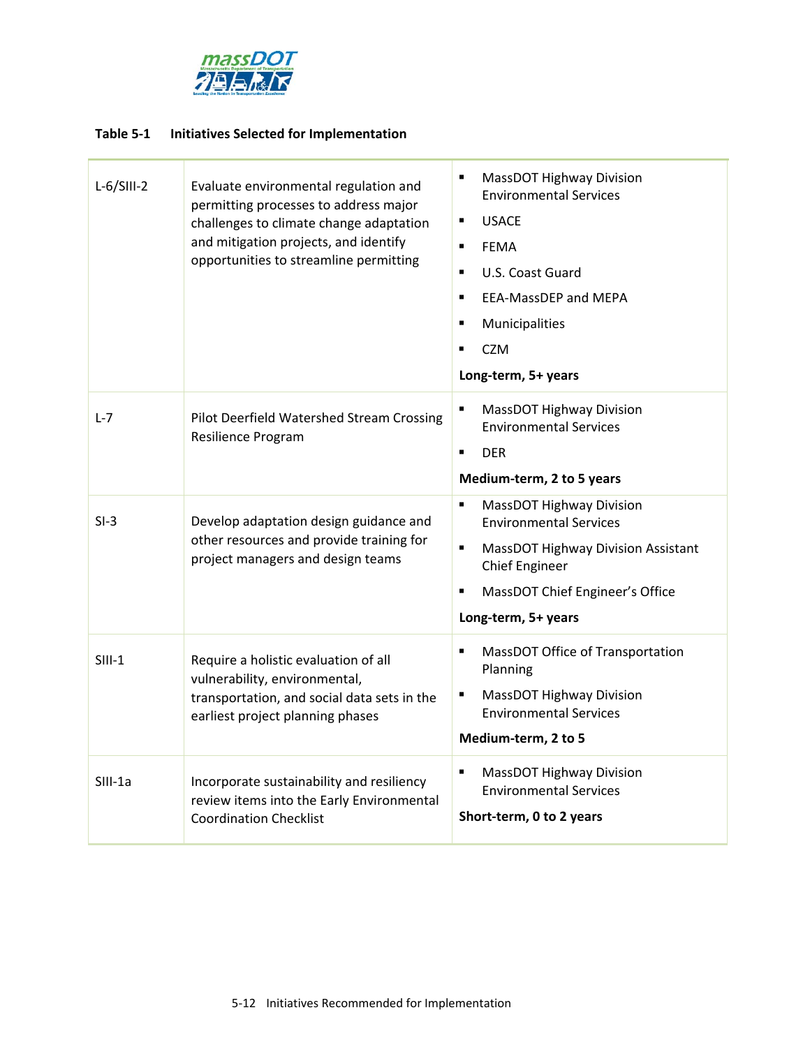**Table 5-1 Initiatives Selected for Implementation**

| | | |
|---|---|---|
| L-6/SIII-2 | Evaluate environmental regulation and permitting processes to address major challenges to climate change adaptation and mitigation projects, and identify opportunities to streamline permitting | ▪ MassDOT Highway Division Environmental Services<br>▪ USACE<br>▪ FEMA<br>▪ U.S. Coast Guard<br>▪ EEA-MassDEP and MEPA<br>▪ Municipalities<br>▪ CZM<br>**Long-term, 5+ years** |
| L-7 | Pilot Deerfield Watershed Stream Crossing Resilience Program | ▪ MassDOT Highway Division Environmental Services<br>▪ DER<br>**Medium-term, 2 to 5 years** |
| SI-3 | Develop adaptation design guidance and other resources and provide training for project managers and design teams | ▪ MassDOT Highway Division Environmental Services<br>▪ MassDOT Highway Division Assistant Chief Engineer<br>▪ MassDOT Chief Engineer's Office<br>**Long-term, 5+ years** |
| SIII-1 | Require a holistic evaluation of all vulnerability, environmental, transportation, and social data sets in the earliest project planning phases | ▪ MassDOT Office of Transportation Planning<br>▪ MassDOT Highway Division Environmental Services<br>**Medium-term, 2 to 5** |
| SIII-1a | Incorporate sustainability and resiliency review items into the Early Environmental Coordination Checklist | ▪ MassDOT Highway Division Environmental Services<br>**Short-term, 0 to 2 years** |